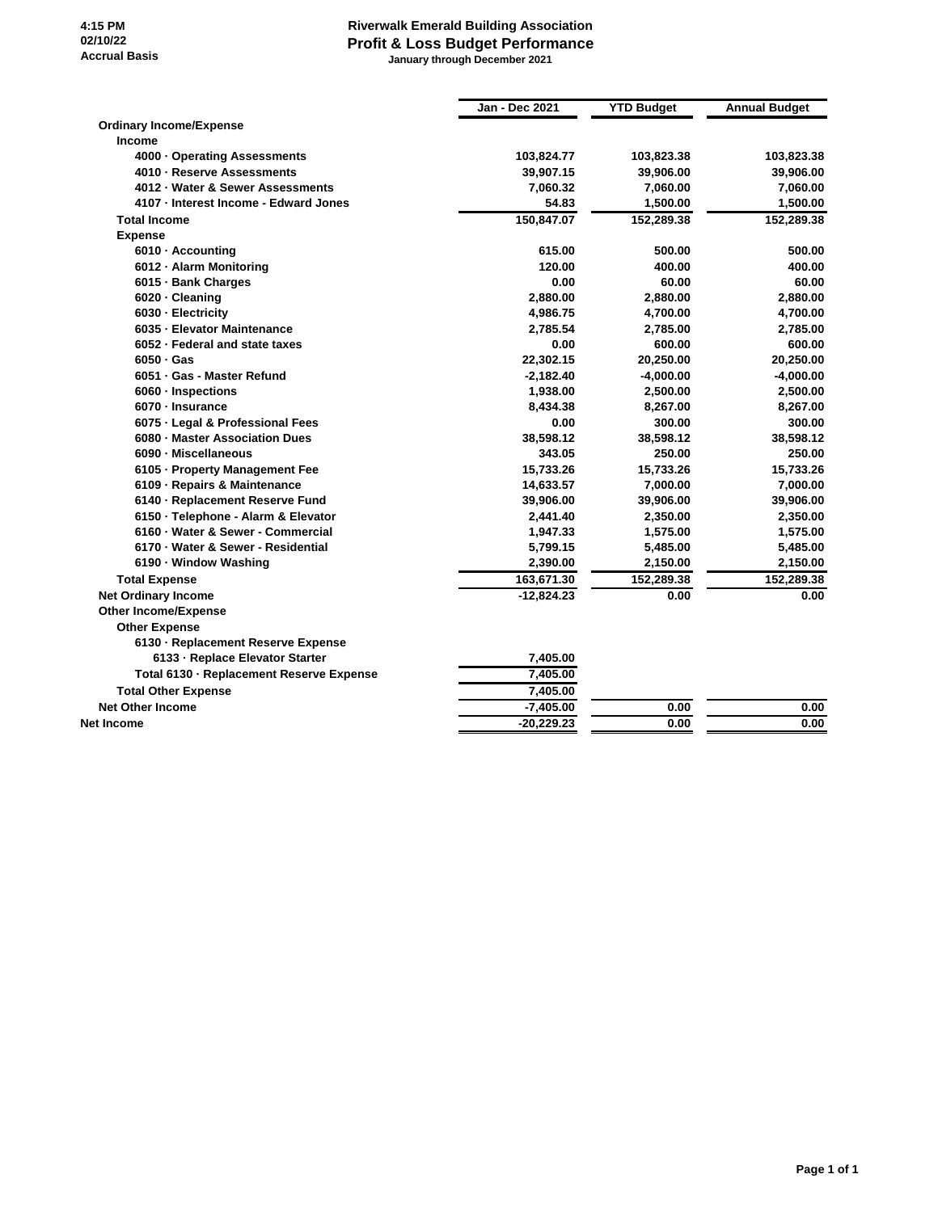4:15 PM
02/10/22
Accrual Basis

# Riverwalk Emerald Building Association

## Profit & Loss Budget Performance

**January through December 2021**

| | Jan - Dec 2021 | YTD Budget | Annual Budget |
|---|---|---|---|
| **Ordinary Income/Expense** | | | |
| **Income** | | | |
| 4000 · Operating Assessments | 103,824.77 | 103,823.38 | 103,823.38 |
| 4010 · Reserve Assessments | 39,907.15 | 39,906.00 | 39,906.00 |
| 4012 · Water & Sewer Assessments | 7,060.32 | 7,060.00 | 7,060.00 |
| 4107 · Interest Income - Edward Jones | 54.83 | 1,500.00 | 1,500.00 |
| **Total Income** | 150,847.07 | 152,289.38 | 152,289.38 |
| **Expense** | | | |
| 6010 · Accounting | 615.00 | 500.00 | 500.00 |
| 6012 · Alarm Monitoring | 120.00 | 400.00 | 400.00 |
| 6015 · Bank Charges | 0.00 | 60.00 | 60.00 |
| 6020 · Cleaning | 2,880.00 | 2,880.00 | 2,880.00 |
| 6030 · Electricity | 4,986.75 | 4,700.00 | 4,700.00 |
| 6035 · Elevator Maintenance | 2,785.54 | 2,785.00 | 2,785.00 |
| 6052 · Federal and state taxes | 0.00 | 600.00 | 600.00 |
| 6050 · Gas | 22,302.15 | 20,250.00 | 20,250.00 |
| 6051 · Gas - Master Refund | -2,182.40 | -4,000.00 | -4,000.00 |
| 6060 · Inspections | 1,938.00 | 2,500.00 | 2,500.00 |
| 6070 · Insurance | 8,434.38 | 8,267.00 | 8,267.00 |
| 6075 · Legal & Professional Fees | 0.00 | 300.00 | 300.00 |
| 6080 · Master Association Dues | 38,598.12 | 38,598.12 | 38,598.12 |
| 6090 · Miscellaneous | 343.05 | 250.00 | 250.00 |
| 6105 · Property Management Fee | 15,733.26 | 15,733.26 | 15,733.26 |
| 6109 · Repairs & Maintenance | 14,633.57 | 7,000.00 | 7,000.00 |
| 6140 · Replacement Reserve Fund | 39,906.00 | 39,906.00 | 39,906.00 |
| 6150 · Telephone - Alarm & Elevator | 2,441.40 | 2,350.00 | 2,350.00 |
| 6160 · Water & Sewer - Commercial | 1,947.33 | 1,575.00 | 1,575.00 |
| 6170 · Water & Sewer - Residential | 5,799.15 | 5,485.00 | 5,485.00 |
| 6190 · Window Washing | 2,390.00 | 2,150.00 | 2,150.00 |
| **Total Expense** | 163,671.30 | 152,289.38 | 152,289.38 |
| **Net Ordinary Income** | -12,824.23 | 0.00 | 0.00 |
| **Other Income/Expense** | | | |
| **Other Expense** | | | |
| 6130 · Replacement Reserve Expense | | | |
| 6133 · Replace Elevator Starter | 7,405.00 | | |
| **Total 6130 · Replacement Reserve Expense** | 7,405.00 | | |
| **Total Other Expense** | 7,405.00 | | |
| **Net Other Income** | -7,405.00 | 0.00 | 0.00 |
| **Net Income** | -20,229.23 | 0.00 | 0.00 |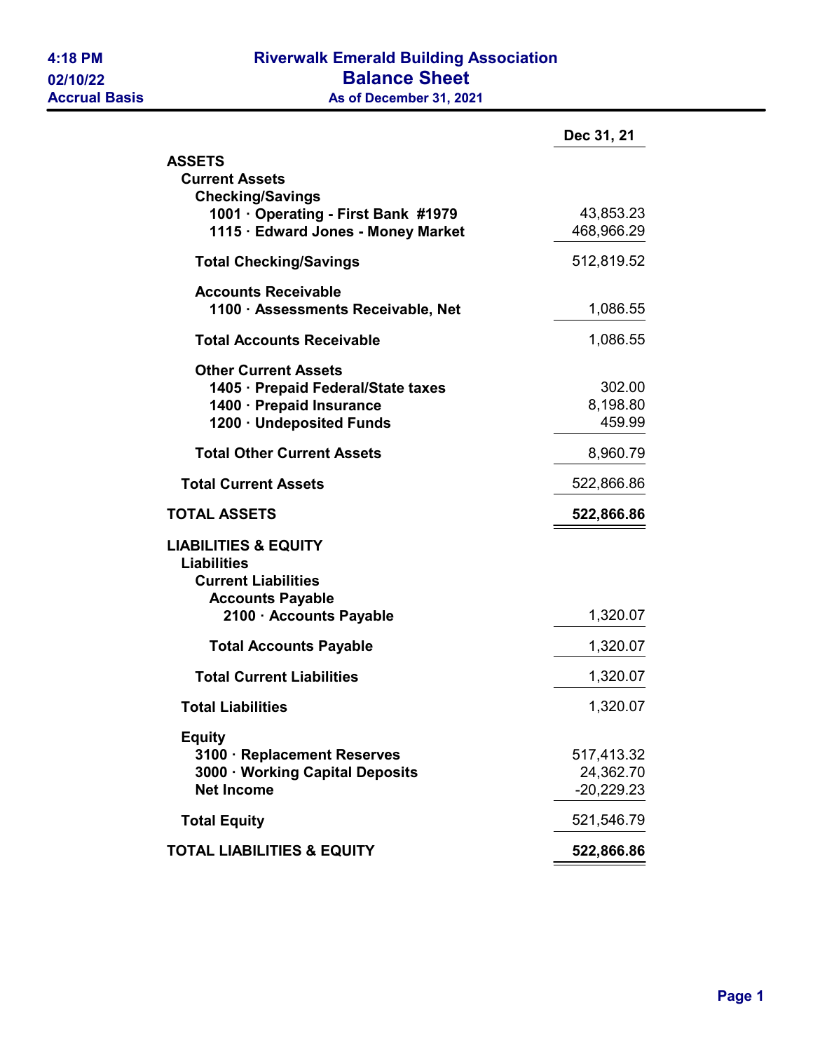4:18 PM
02/10/22
Accrual Basis

# Riverwalk Emerald Building Association
## Balance Sheet
### As of December 31, 2021

| | Dec 31, 21 |
|---|---|
| **ASSETS** | |
| **Current Assets** | |
| **Checking/Savings** | |
| **1001 · Operating - First Bank #1979** | 43,853.23 |
| **1115 · Edward Jones - Money Market** | 468,966.29 |
| **Total Checking/Savings** | 512,819.52 |
| **Accounts Receivable** | |
| **1100 · Assessments Receivable, Net** | 1,086.55 |
| **Total Accounts Receivable** | 1,086.55 |
| **Other Current Assets** | |
| **1405 · Prepaid Federal/State taxes** | 302.00 |
| **1400 · Prepaid Insurance** | 8,198.80 |
| **1200 · Undeposited Funds** | 459.99 |
| **Total Other Current Assets** | 8,960.79 |
| **Total Current Assets** | 522,866.86 |
| **TOTAL ASSETS** | **522,866.86** |
| **LIABILITIES & EQUITY** | |
| **Liabilities** | |
| **Current Liabilities** | |
| **Accounts Payable** | |
| **2100 · Accounts Payable** | 1,320.07 |
| **Total Accounts Payable** | 1,320.07 |
| **Total Current Liabilities** | 1,320.07 |
| **Total Liabilities** | 1,320.07 |
| **Equity** | |
| **3100 · Replacement Reserves** | 517,413.32 |
| **3000 · Working Capital Deposits** | 24,362.70 |
| **Net Income** | -20,229.23 |
| **Total Equity** | 521,546.79 |
| **TOTAL LIABILITIES & EQUITY** | **522,866.86** |